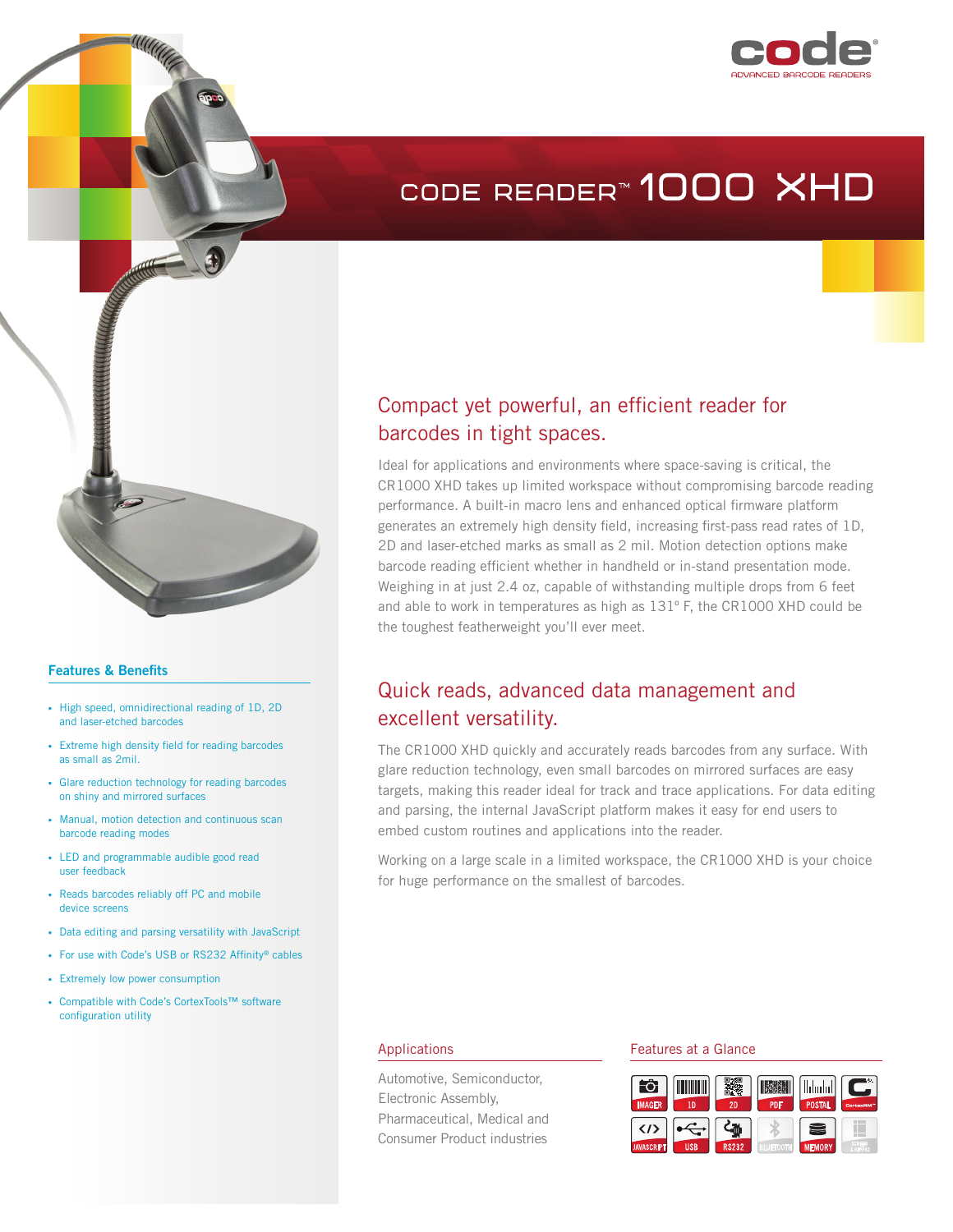code
ADVANCED BARCODE READERS

# CODE READER™ 1000 XHD

## Compact yet powerful, an efficient reader for barcodes in tight spaces.

Ideal for applications and environments where space-saving is critical, the CR1000 XHD takes up limited workspace without compromising barcode reading performance. A built-in macro lens and enhanced optical firmware platform generates an extremely high density field, increasing first-pass read rates of 1D, 2D and laser-etched marks as small as 2 mil. Motion detection options make barcode reading efficient whether in handheld or in-stand presentation mode. Weighing in at just 2.4 oz, capable of withstanding multiple drops from 6 feet and able to work in temperatures as high as 131° F, the CR1000 XHD could be the toughest featherweight you'll ever meet.

## Quick reads, advanced data management and excellent versatility.

The CR1000 XHD quickly and accurately reads barcodes from any surface. With glare reduction technology, even small barcodes on mirrored surfaces are easy targets, making this reader ideal for track and trace applications. For data editing and parsing, the internal JavaScript platform makes it easy for end users to embed custom routines and applications into the reader.

Working on a large scale in a limited workspace, the CR1000 XHD is your choice for huge performance on the smallest of barcodes.

### Features & Benefits

- High speed, omnidirectional reading of 1D, 2D and laser-etched barcodes
- Extreme high density field for reading barcodes as small as 2mil.
- Glare reduction technology for reading barcodes on shiny and mirrored surfaces
- Manual, motion detection and continuous scan barcode reading modes
- LED and programmable audible good read user feedback
- Reads barcodes reliably off PC and mobile device screens
- Data editing and parsing versatility with JavaScript
- For use with Code's USB or RS232 Affinity® cables
- Extremely low power consumption
- Compatible with Code's CortexTools™ software configuration utility

### Applications

Automotive, Semiconductor, Electronic Assembly, Pharmaceutical, Medical and Consumer Product industries

### Features at a Glance

IMAGER
1D
2D
PDF
POSTAL
CortexRM
JAVASCRIPT
USB
RS232
BLUETOOTH
MEMORY
SCREEN & KEYPAD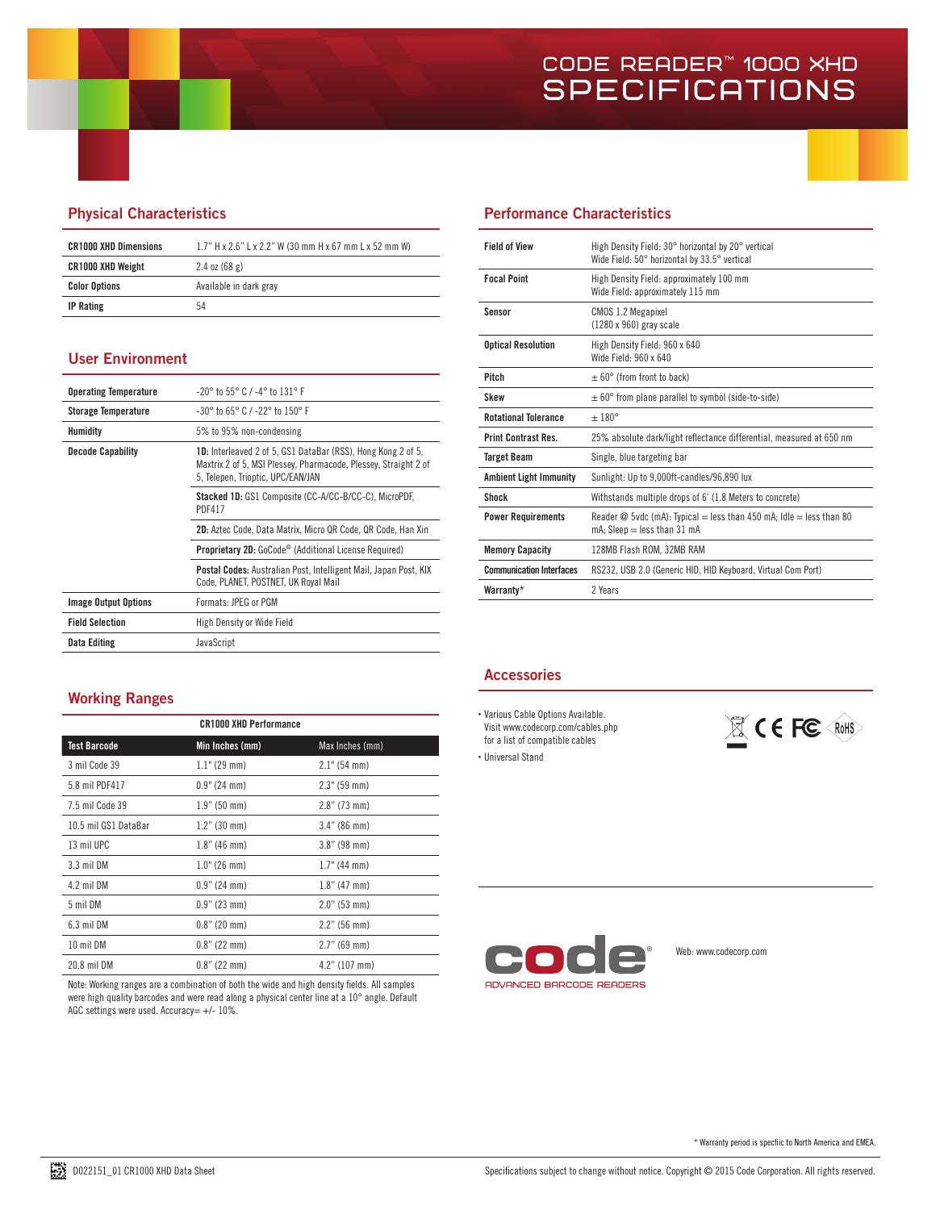# CODE READER™ 1000 XHD SPECIFICATIONS

## Physical Characteristics

| | |
|---|---|
| **CR1000 XHD Dimensions** | 1.7" H x 2.6" L x 2.2" W (30 mm H x 67 mm L x 52 mm W) |
| **CR1000 XHD Weight** | 2.4 oz (68 g) |
| **Color Options** | Available in dark gray |
| **IP Rating** | 54 |

## User Environment

| | |
|---|---|
| **Operating Temperature** | -20° to 55° C / -4° to 131° F |
| **Storage Temperature** | -30° to 65° C / -22° to 150° F |
| **Humidity** | 5% to 95% non-condensing |
| **Decode Capability** | **1D:** Interleaved 2 of 5, GS1 DataBar (RSS), Hong Kong 2 of 5, Maxtrix 2 of 5, MSI Plessey, Pharmacode, Plessey, Straight 2 of 5, Telepen, Trioptic, UPC/EAN/JAN |
| | **Stacked 1D:** GS1 Composite (CC-A/CC-B/CC-C), MicroPDF, PDF417 |
| | **2D:** Aztec Code, Data Matrix, Micro QR Code, QR Code, Han Xin |
| | **Proprietary 2D:** GoCode® (Additional License Required) |
| | **Postal Codes:** Australian Post, Intelligent Mail, Japan Post, KIX Code, PLANET, POSTNET, UK Royal Mail |
| **Image Output Options** | Formats: JPEG or PGM |
| **Field Selection** | High Density or Wide Field |
| **Data Editing** | JavaScript |

## Working Ranges

| CR1000 XHD Performance | | |
|---|---|---|
| **Test Barcode** | **Min Inches (mm)** | Max Inches (mm) |
| 3 mil Code 39 | 1.1" (29 mm) | 2.1" (54 mm) |
| 5.8 mil PDF417 | 0.9" (24 mm) | 2.3" (59 mm) |
| 7.5 mil Code 39 | 1.9" (50 mm) | 2.8" (73 mm) |
| 10.5 mil GS1 DataBar | 1.2" (30 mm) | 3.4" (86 mm) |
| 13 mil UPC | 1.8" (46 mm) | 3.8" (98 mm) |
| 3.3 mil DM | 1.0" (26 mm) | 1.7" (44 mm) |
| 4.2 mil DM | 0.9" (24 mm) | 1.8" (47 mm) |
| 5 mil DM | 0.9" (23 mm) | 2.0" (53 mm) |
| 6.3 mil DM | 0.8" (20 mm) | 2.2" (56 mm) |
| 10 mil DM | 0.8" (22 mm) | 2.7" (69 mm) |
| 20.8 mil DM | 0.8" (22 mm) | 4.2" (107 mm) |

Note: Working ranges are a combination of both the wide and high density fields. All samples were high quality barcodes and were read along a physical center line at a 10° angle. Default AGC settings were used. Accuracy= +/- 10%.

## Performance Characteristics

| | |
|---|---|
| **Field of View** | High Density Field: 30° horizontal by 20° vertical<br>Wide Field: 50° horizontal by 33.5° vertical |
| **Focal Point** | High Density Field: approximately 100 mm<br>Wide Field: approximately 115 mm |
| **Sensor** | CMOS 1.2 Megapixel<br>(1280 x 960) gray scale |
| **Optical Resolution** | High Density Field: 960 x 640<br>Wide Field: 960 x 640 |
| **Pitch** | ± 60° (from front to back) |
| **Skew** | ± 60° from plane parallel to symbol (side-to-side) |
| **Rotational Tolerance** | ± 180° |
| **Print Contrast Res.** | 25% absolute dark/light reflectance differential, measured at 650 nm |
| **Target Beam** | Single, blue targeting bar |
| **Ambient Light Immunity** | Sunlight: Up to 9,000ft-candles/96,890 lux |
| **Shock** | Withstands multiple drops of 6' (1.8 Meters to concrete) |
| **Power Requirements** | Reader @ 5vdc (mA): Typical = less than 450 mA; Idle = less than 80 mA; Sleep = less than 31 mA |
| **Memory Capacity** | 128MB Flash ROM, 32MB RAM |
| **Communication Interfaces** | RS232, USB 2.0 (Generic HID, HID Keyboard, Virtual Com Port) |
| **Warranty*** | 2 Years |

## Accessories

- Various Cable Options Available. Visit www.codecorp.com/cables.php for a list of compatible cables
- Universal Stand

code® ADVANCED BARCODE READERS

Web: www.codecorp.com

* Warranty period is specfic to North America and EMEA.

D022151_01 CR1000 XHD Data Sheet

Specifications subject to change without notice. Copyright © 2015 Code Corporation. All rights reserved.